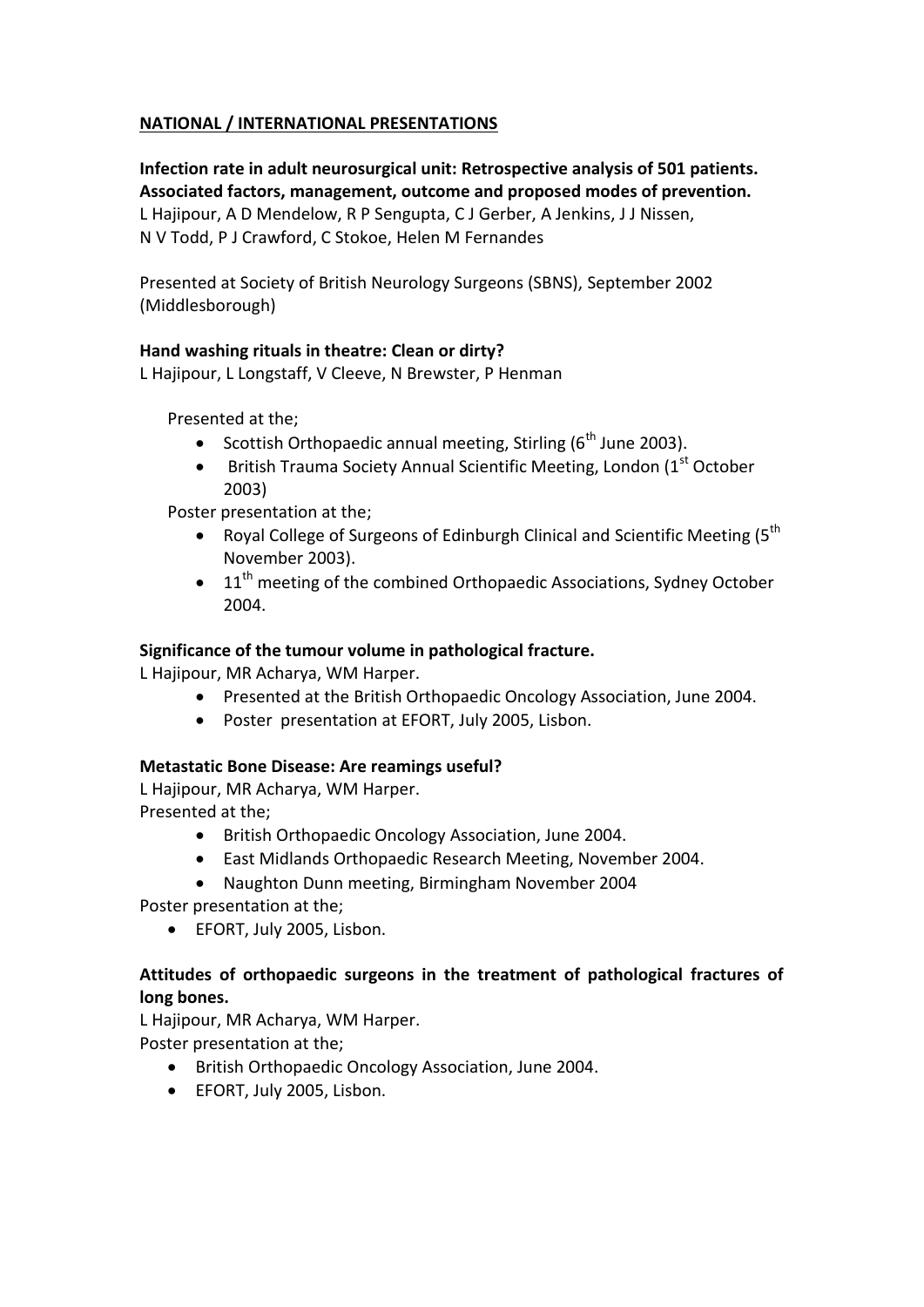## NATIONAL / INTERNATIONAL PRESENTATIONS

**Infection rate in adult neurosurgical unit: Retrospective analysis of 501 patients. Associated factors, management, outcome and proposed modes of prevention.**
L Hajipour, A D Mendelow, R P Sengupta, C J Gerber, A Jenkins, J J Nissen, N V Todd, P J Crawford, C Stokoe, Helen M Fernandes

Presented at Society of British Neurology Surgeons (SBNS), September 2002 (Middlesborough)

**Hand washing rituals in theatre: Clean or dirty?**
L Hajipour, L Longstaff, V Cleeve, N Brewster, P Henman

Presented at the;

- Scottish Orthopaedic annual meeting, Stirling (6th June 2003).
- British Trauma Society Annual Scientific Meeting, London (1st October 2003)

Poster presentation at the;

- Royal College of Surgeons of Edinburgh Clinical and Scientific Meeting (5th November 2003).
- 11th meeting of the combined Orthopaedic Associations, Sydney October 2004.

**Significance of the tumour volume in pathological fracture.**
L Hajipour, MR Acharya, WM Harper.

- Presented at the British Orthopaedic Oncology Association, June 2004.
- Poster presentation at EFORT, July 2005, Lisbon.

**Metastatic Bone Disease: Are reamings useful?**
L Hajipour, MR Acharya, WM Harper.
Presented at the;

- British Orthopaedic Oncology Association, June 2004.
- East Midlands Orthopaedic Research Meeting, November 2004.
- Naughton Dunn meeting, Birmingham November 2004

Poster presentation at the;

- EFORT, July 2005, Lisbon.

**Attitudes of orthopaedic surgeons in the treatment of pathological fractures of long bones.**
L Hajipour, MR Acharya, WM Harper.
Poster presentation at the;

- British Orthopaedic Oncology Association, June 2004.
- EFORT, July 2005, Lisbon.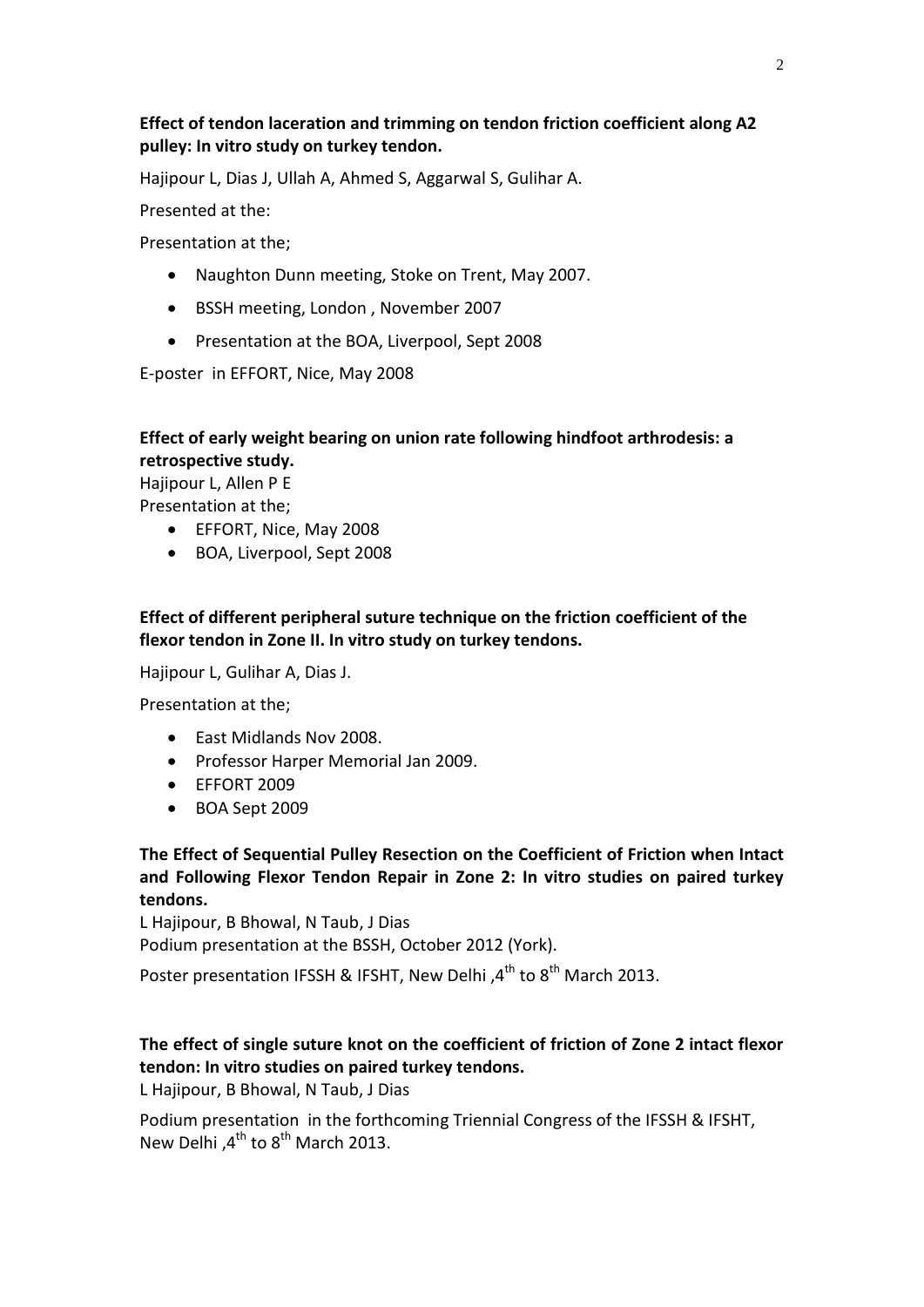**Effect of tendon laceration and trimming on tendon friction coefficient along A2 pulley: In vitro study on turkey tendon.**

Hajipour L, Dias J, Ullah A, Ahmed S, Aggarwal S, Gulihar A.

Presented at the:

Presentation at the;

- Naughton Dunn meeting, Stoke on Trent, May 2007.
- BSSH meeting, London , November 2007
- Presentation at the BOA, Liverpool, Sept 2008

E-poster in EFFORT, Nice, May 2008

**Effect of early weight bearing on union rate following hindfoot arthrodesis: a retrospective study.**

Hajipour L, Allen P E

Presentation at the;

- EFFORT, Nice, May 2008
- BOA, Liverpool, Sept 2008

**Effect of different peripheral suture technique on the friction coefficient of the flexor tendon in Zone II. In vitro study on turkey tendons.**

Hajipour L, Gulihar A, Dias J.

Presentation at the;

- East Midlands Nov 2008.
- Professor Harper Memorial Jan 2009.
- EFFORT 2009
- BOA Sept 2009

**The Effect of Sequential Pulley Resection on the Coefficient of Friction when Intact and Following Flexor Tendon Repair in Zone 2: In vitro studies on paired turkey tendons.**

L Hajipour, B Bhowal, N Taub, J Dias

Podium presentation at the BSSH, October 2012 (York).

Poster presentation IFSSH & IFSHT, New Delhi ,4th to 8th March 2013.

**The effect of single suture knot on the coefficient of friction of Zone 2 intact flexor tendon: In vitro studies on paired turkey tendons.**

L Hajipour, B Bhowal, N Taub, J Dias

Podium presentation in the forthcoming Triennial Congress of the IFSSH & IFSHT, New Delhi ,4th to 8th March 2013.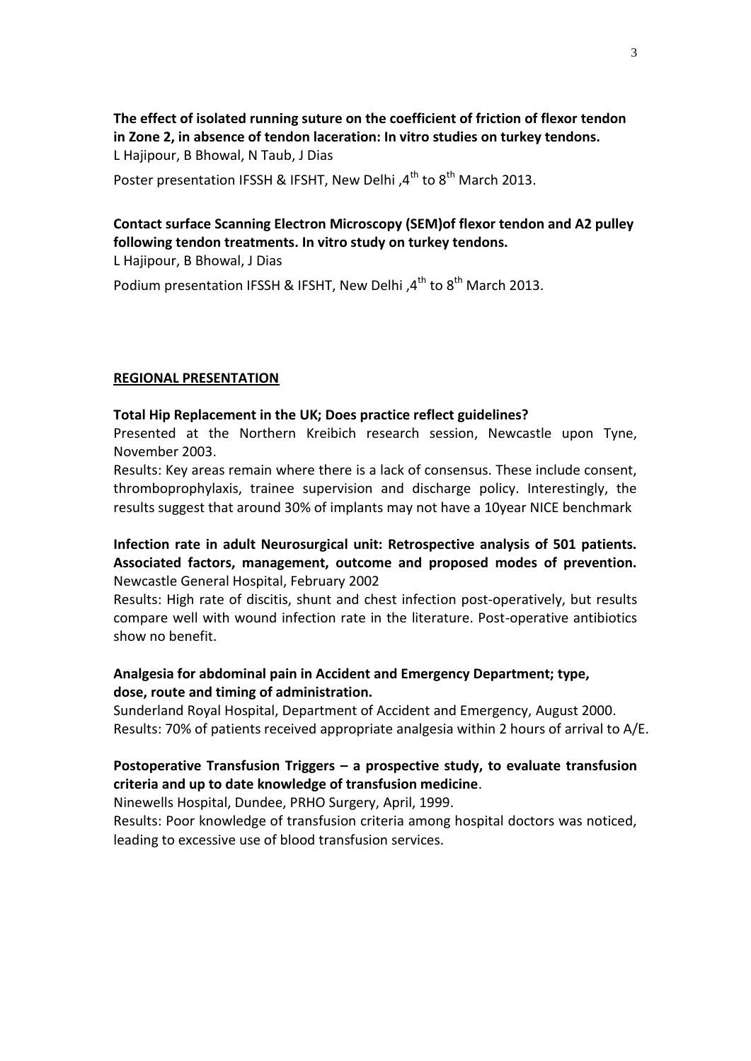**The effect of isolated running suture on the coefficient of friction of flexor tendon in Zone 2, in absence of tendon laceration: In vitro studies on turkey tendons.**
L Hajipour, B Bhowal, N Taub, J Dias

Poster presentation IFSSH & IFSHT, New Delhi ,4th to 8th March 2013.

**Contact surface Scanning Electron Microscopy (SEM)of flexor tendon and A2 pulley following tendon treatments. In vitro study on turkey tendons.**
L Hajipour, B Bhowal, J Dias

Podium presentation IFSSH & IFSHT, New Delhi ,4th to 8th March 2013.

## REGIONAL PRESENTATION

**Total Hip Replacement in the UK; Does practice reflect guidelines?**
Presented at the Northern Kreibich research session, Newcastle upon Tyne, November 2003.
Results: Key areas remain where there is a lack of consensus. These include consent, thromboprophylaxis, trainee supervision and discharge policy. Interestingly, the results suggest that around 30% of implants may not have a 10year NICE benchmark

**Infection rate in adult Neurosurgical unit: Retrospective analysis of 501 patients. Associated factors, management, outcome and proposed modes of prevention.**
Newcastle General Hospital, February 2002
Results: High rate of discitis, shunt and chest infection post-operatively, but results compare well with wound infection rate in the literature. Post-operative antibiotics show no benefit.

**Analgesia for abdominal pain in Accident and Emergency Department; type, dose, route and timing of administration.**
Sunderland Royal Hospital, Department of Accident and Emergency, August 2000.
Results: 70% of patients received appropriate analgesia within 2 hours of arrival to A/E.

**Postoperative Transfusion Triggers – a prospective study, to evaluate transfusion criteria and up to date knowledge of transfusion medicine**.
Ninewells Hospital, Dundee, PRHO Surgery, April, 1999.
Results: Poor knowledge of transfusion criteria among hospital doctors was noticed, leading to excessive use of blood transfusion services.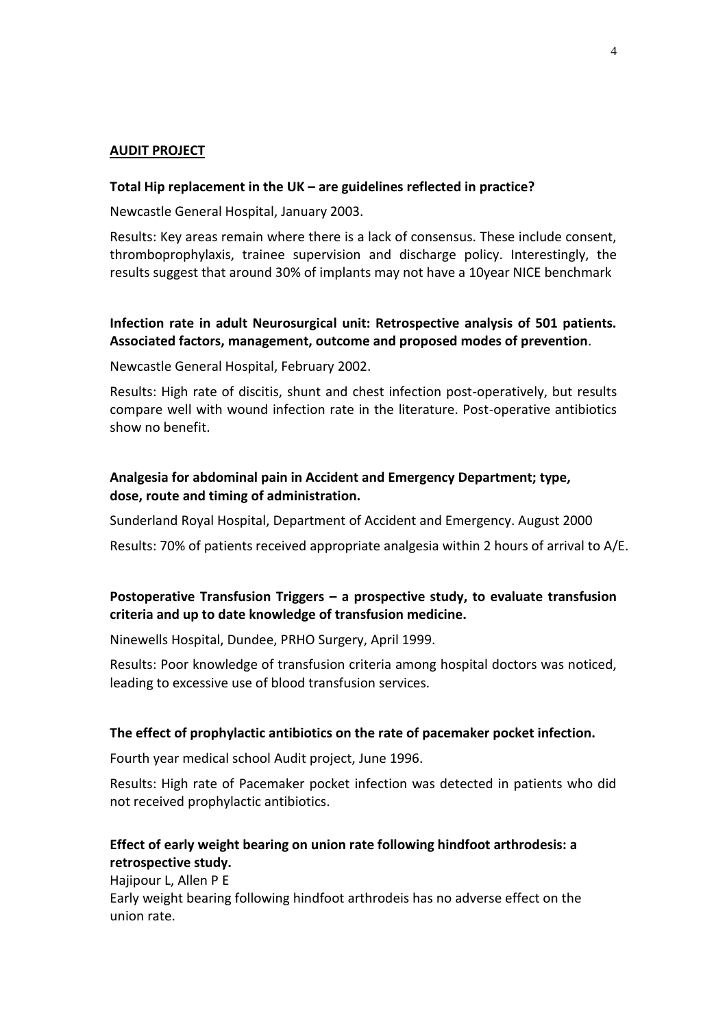## AUDIT PROJECT

**Total Hip replacement in the UK – are guidelines reflected in practice?**

Newcastle General Hospital, January 2003.

Results: Key areas remain where there is a lack of consensus. These include consent, thromboprophylaxis, trainee supervision and discharge policy. Interestingly, the results suggest that around 30% of implants may not have a 10year NICE benchmark

**Infection rate in adult Neurosurgical unit: Retrospective analysis of 501 patients. Associated factors, management, outcome and proposed modes of prevention**.

Newcastle General Hospital, February 2002.

Results: High rate of discitis, shunt and chest infection post-operatively, but results compare well with wound infection rate in the literature. Post-operative antibiotics show no benefit.

**Analgesia for abdominal pain in Accident and Emergency Department; type, dose, route and timing of administration.**

Sunderland Royal Hospital, Department of Accident and Emergency. August 2000

Results: 70% of patients received appropriate analgesia within 2 hours of arrival to A/E.

**Postoperative Transfusion Triggers – a prospective study, to evaluate transfusion criteria and up to date knowledge of transfusion medicine.**

Ninewells Hospital, Dundee, PRHO Surgery, April 1999.

Results: Poor knowledge of transfusion criteria among hospital doctors was noticed, leading to excessive use of blood transfusion services.

**The effect of prophylactic antibiotics on the rate of pacemaker pocket infection.**

Fourth year medical school Audit project, June 1996.

Results: High rate of Pacemaker pocket infection was detected in patients who did not received prophylactic antibiotics.

**Effect of early weight bearing on union rate following hindfoot arthrodesis: a retrospective study.**

Hajipour L, Allen P E

Early weight bearing following hindfoot arthrodeis has no adverse effect on the union rate.